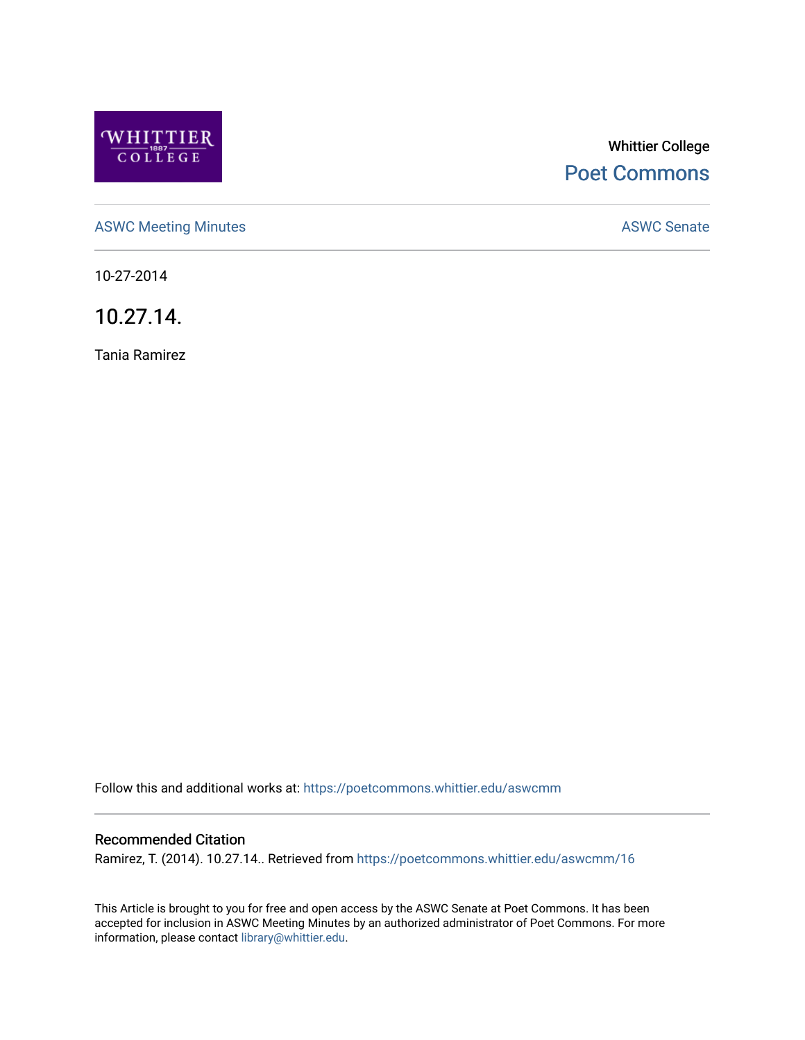WHITTIER 1887 COLLEGE

Whittier College

Poet Commons

ASWC Meeting Minutes

ASWC Senate

10-27-2014

# 10.27.14.

Tania Ramirez

Follow this and additional works at: https://poetcommons.whittier.edu/aswcmm

## Recommended Citation

Ramirez, T. (2014). 10.27.14.. Retrieved from https://poetcommons.whittier.edu/aswcmm/16

This Article is brought to you for free and open access by the ASWC Senate at Poet Commons. It has been accepted for inclusion in ASWC Meeting Minutes by an authorized administrator of Poet Commons. For more information, please contact library@whittier.edu.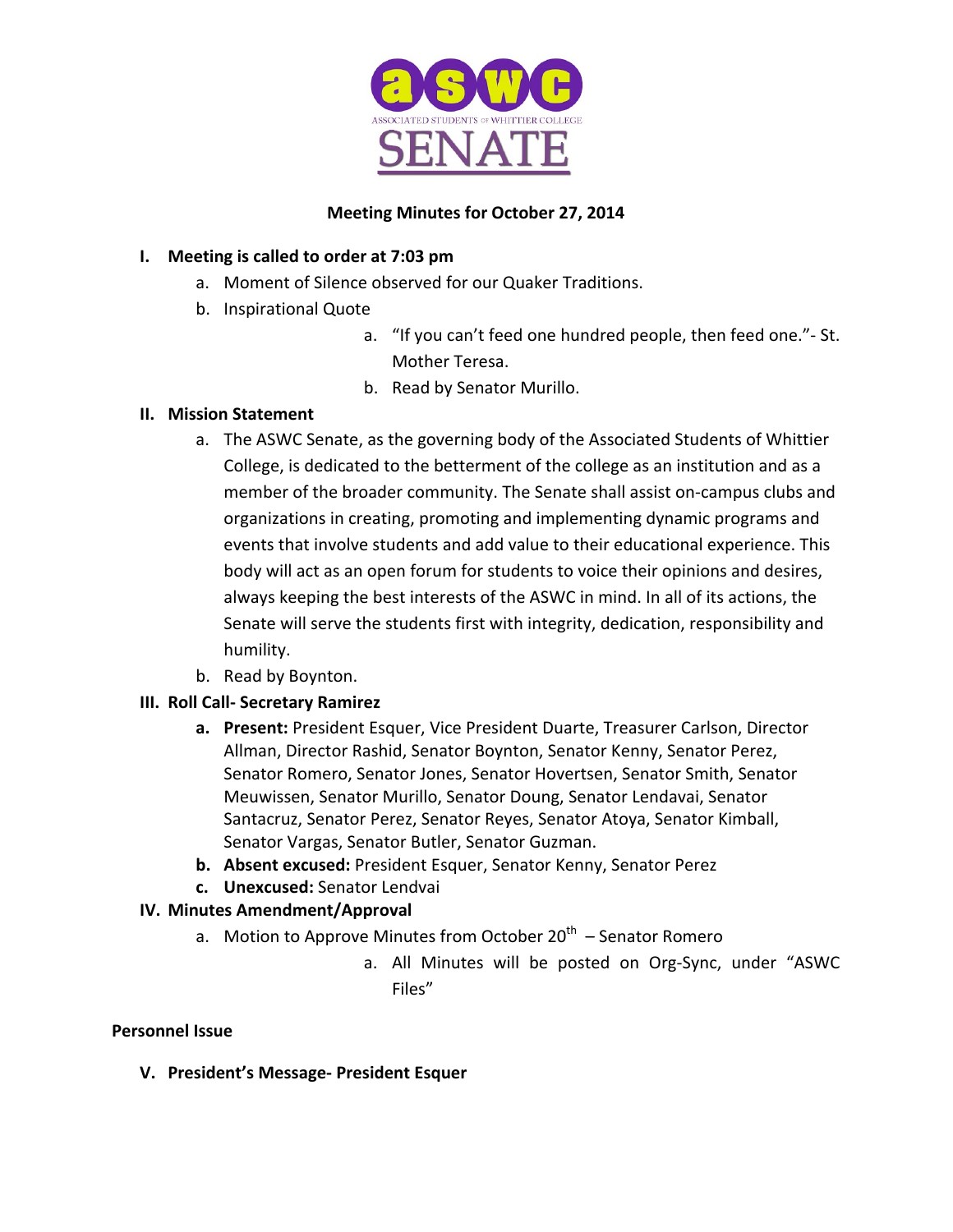ASWC — ASSOCIATED STUDENTS OF WHITTIER COLLEGE SENATE

**Meeting Minutes for October 27, 2014**

**I. Meeting is called to order at 7:03 pm**

a. Moment of Silence observed for our Quaker Traditions.

b. Inspirational Quote

   a. "If you can't feed one hundred people, then feed one."- St. Mother Teresa.

   b. Read by Senator Murillo.

**II. Mission Statement**

a. The ASWC Senate, as the governing body of the Associated Students of Whittier College, is dedicated to the betterment of the college as an institution and as a member of the broader community. The Senate shall assist on-campus clubs and organizations in creating, promoting and implementing dynamic programs and events that involve students and add value to their educational experience. This body will act as an open forum for students to voice their opinions and desires, always keeping the best interests of the ASWC in mind. In all of its actions, the Senate will serve the students first with integrity, dedication, responsibility and humility.

b. Read by Boynton.

**III. Roll Call- Secretary Ramirez**

**a. Present:** President Esquer, Vice President Duarte, Treasurer Carlson, Director Allman, Director Rashid, Senator Boynton, Senator Kenny, Senator Perez, Senator Romero, Senator Jones, Senator Hovertsen, Senator Smith, Senator Meuwissen, Senator Murillo, Senator Doung, Senator Lendavai, Senator Santacruz, Senator Perez, Senator Reyes, Senator Atoya, Senator Kimball, Senator Vargas, Senator Butler, Senator Guzman.

**b. Absent excused:** President Esquer, Senator Kenny, Senator Perez

**c. Unexcused:** Senator Lendvai

**IV. Minutes Amendment/Approval**

a. Motion to Approve Minutes from October 20th – Senator Romero

   a. All Minutes will be posted on Org-Sync, under "ASWC Files"

**Personnel Issue**

**V. President's Message- President Esquer**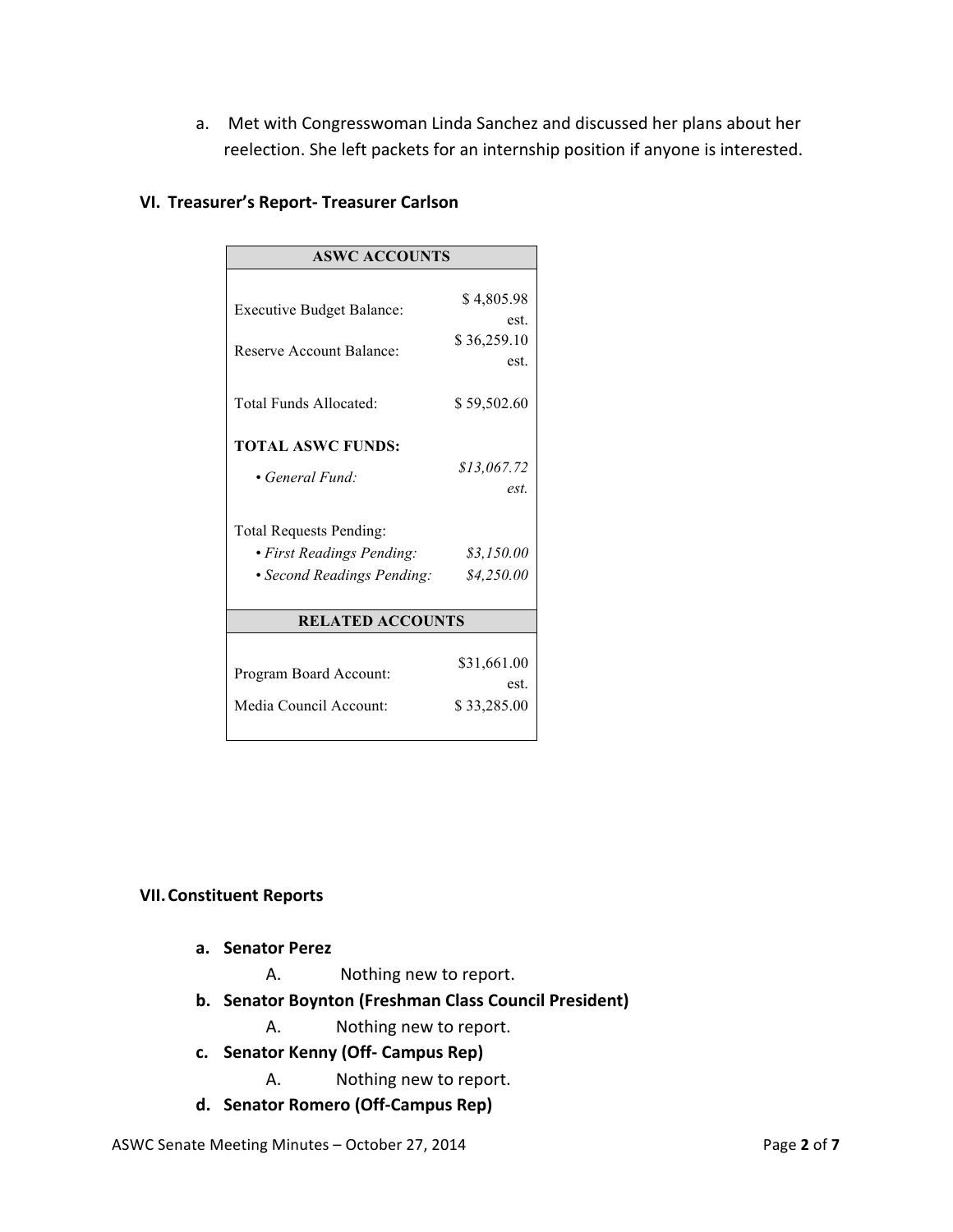a. Met with Congresswoman Linda Sanchez and discussed her plans about her reelection. She left packets for an internship position if anyone is interested.

### VI. Treasurer's Report- Treasurer Carlson

| ASWC ACCOUNTS | |
|---|---|
| Executive Budget Balance: | $ 4,805.98 est. |
| Reserve Account Balance: | $ 36,259.10 est. |
| Total Funds Allocated: | $ 59,502.60 |
| **TOTAL ASWC FUNDS:** | |
| • *General Fund:* | *$13,067.72 est.* |
| Total Requests Pending: | |
| • *First Readings Pending:* | *$3,150.00* |
| • *Second Readings Pending:* | *$4,250.00* |
| **RELATED ACCOUNTS** | |
| Program Board Account: | $31,661.00 est. |
| Media Council Account: | $ 33,285.00 |

### VII. Constituent Reports

**a. Senator Perez**

A. Nothing new to report.

**b. Senator Boynton (Freshman Class Council President)**

A. Nothing new to report.

**c. Senator Kenny (Off- Campus Rep)**

A. Nothing new to report.

**d. Senator Romero (Off-Campus Rep)**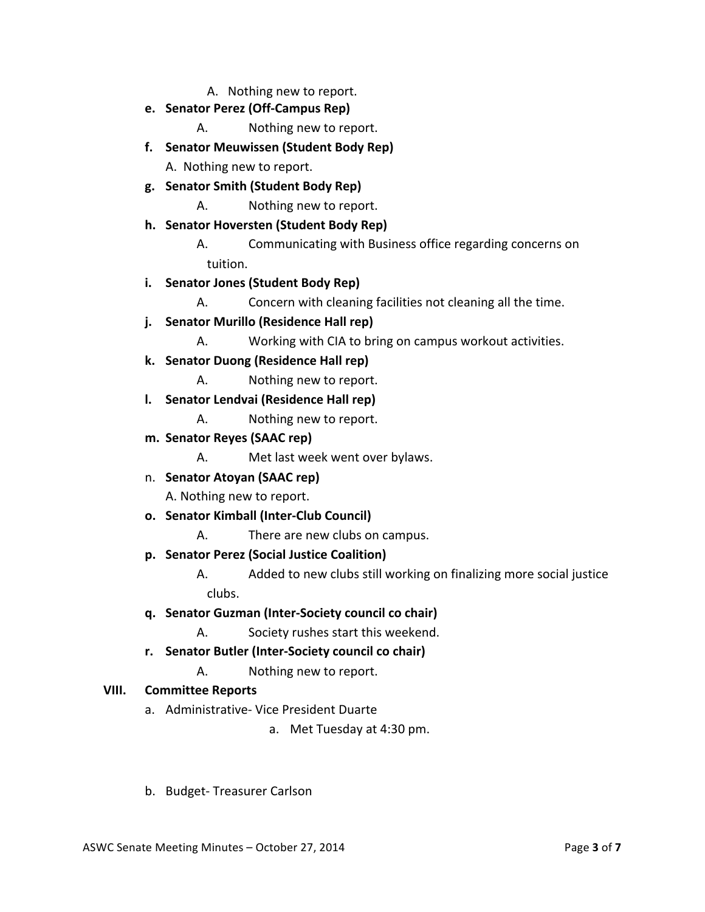A. Nothing new to report.

**e. Senator Perez (Off-Campus Rep)**

A. Nothing new to report.

**f. Senator Meuwissen (Student Body Rep)**

A. Nothing new to report.

**g. Senator Smith (Student Body Rep)**

A. Nothing new to report.

**h. Senator Hoversten (Student Body Rep)**

A. Communicating with Business office regarding concerns on tuition.

**i. Senator Jones (Student Body Rep)**

A. Concern with cleaning facilities not cleaning all the time.

**j. Senator Murillo (Residence Hall rep)**

A. Working with CIA to bring on campus workout activities.

**k. Senator Duong (Residence Hall rep)**

A. Nothing new to report.

**l. Senator Lendvai (Residence Hall rep)**

A. Nothing new to report.

**m. Senator Reyes (SAAC rep)**

A. Met last week went over bylaws.

n. **Senator Atoyan (SAAC rep)**

A. Nothing new to report.

**o. Senator Kimball (Inter-Club Council)**

A. There are new clubs on campus.

**p. Senator Perez (Social Justice Coalition)**

A. Added to new clubs still working on finalizing more social justice clubs.

**q. Senator Guzman (Inter-Society council co chair)**

A. Society rushes start this weekend.

**r. Senator Butler (Inter-Society council co chair)**

A. Nothing new to report.

## VIII. Committee Reports

a. Administrative- Vice President Duarte

a. Met Tuesday at 4:30 pm.

b. Budget- Treasurer Carlson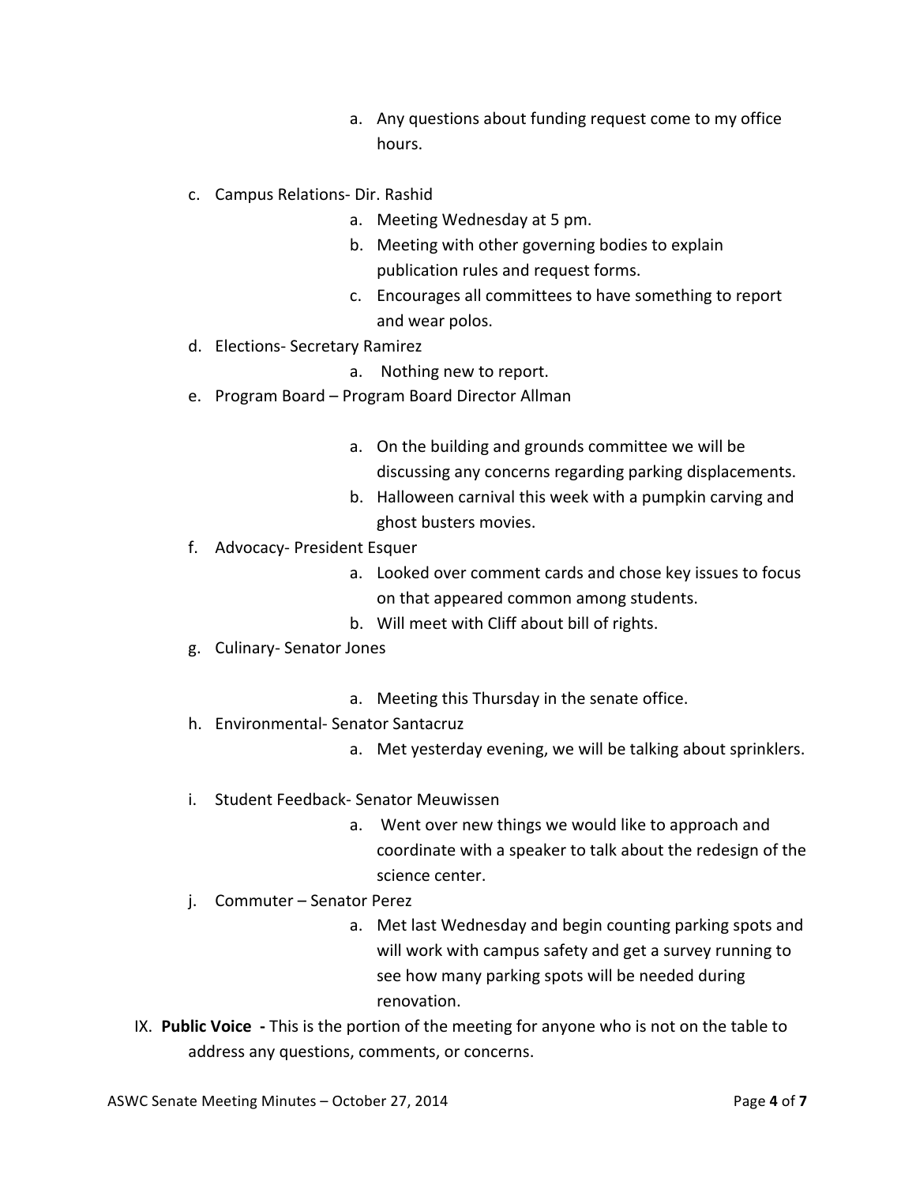a. Any questions about funding request come to my office hours.

c. Campus Relations- Dir. Rashid
    a. Meeting Wednesday at 5 pm.
    b. Meeting with other governing bodies to explain publication rules and request forms.
    c. Encourages all committees to have something to report and wear polos.
d. Elections- Secretary Ramirez
    a. Nothing new to report.
e. Program Board – Program Board Director Allman
    a. On the building and grounds committee we will be discussing any concerns regarding parking displacements.
    b. Halloween carnival this week with a pumpkin carving and ghost busters movies.
f. Advocacy- President Esquer
    a. Looked over comment cards and chose key issues to focus on that appeared common among students.
    b. Will meet with Cliff about bill of rights.
g. Culinary- Senator Jones
    a. Meeting this Thursday in the senate office.
h. Environmental- Senator Santacruz
    a. Met yesterday evening, we will be talking about sprinklers.
i. Student Feedback- Senator Meuwissen
    a. Went over new things we would like to approach and coordinate with a speaker to talk about the redesign of the science center.
j. Commuter – Senator Perez
    a. Met last Wednesday and begin counting parking spots and will work with campus safety and get a survey running to see how many parking spots will be needed during renovation.

IX. **Public Voice -** This is the portion of the meeting for anyone who is not on the table to address any questions, comments, or concerns.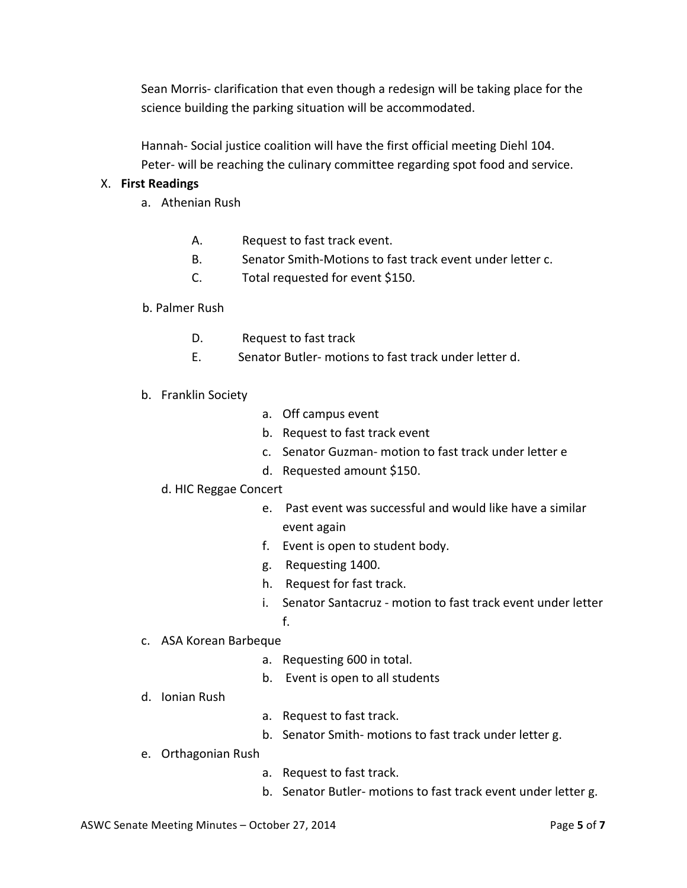Sean Morris- clarification that even though a redesign will be taking place for the science building the parking situation will be accommodated.

Hannah- Social justice coalition will have the first official meeting Diehl 104.
Peter- will be reaching the culinary committee regarding spot food and service.

X. **First Readings**

a. Athenian Rush

   A. Request to fast track event.
   B. Senator Smith-Motions to fast track event under letter c.
   C. Total requested for event $150.

b. Palmer Rush

   D. Request to fast track
   E. Senator Butler- motions to fast track under letter d.

b. Franklin Society

   a. Off campus event
   b. Request to fast track event
   c. Senator Guzman- motion to fast track under letter e
   d. Requested amount $150.

d. HIC Reggae Concert

   e. Past event was successful and would like have a similar event again
   f. Event is open to student body.
   g. Requesting 1400.
   h. Request for fast track.
   i. Senator Santacruz - motion to fast track event under letter f.

c. ASA Korean Barbeque

   a. Requesting 600 in total.
   b. Event is open to all students

d. Ionian Rush

   a. Request to fast track.
   b. Senator Smith- motions to fast track under letter g.

e. Orthagonian Rush

   a. Request to fast track.
   b. Senator Butler- motions to fast track event under letter g.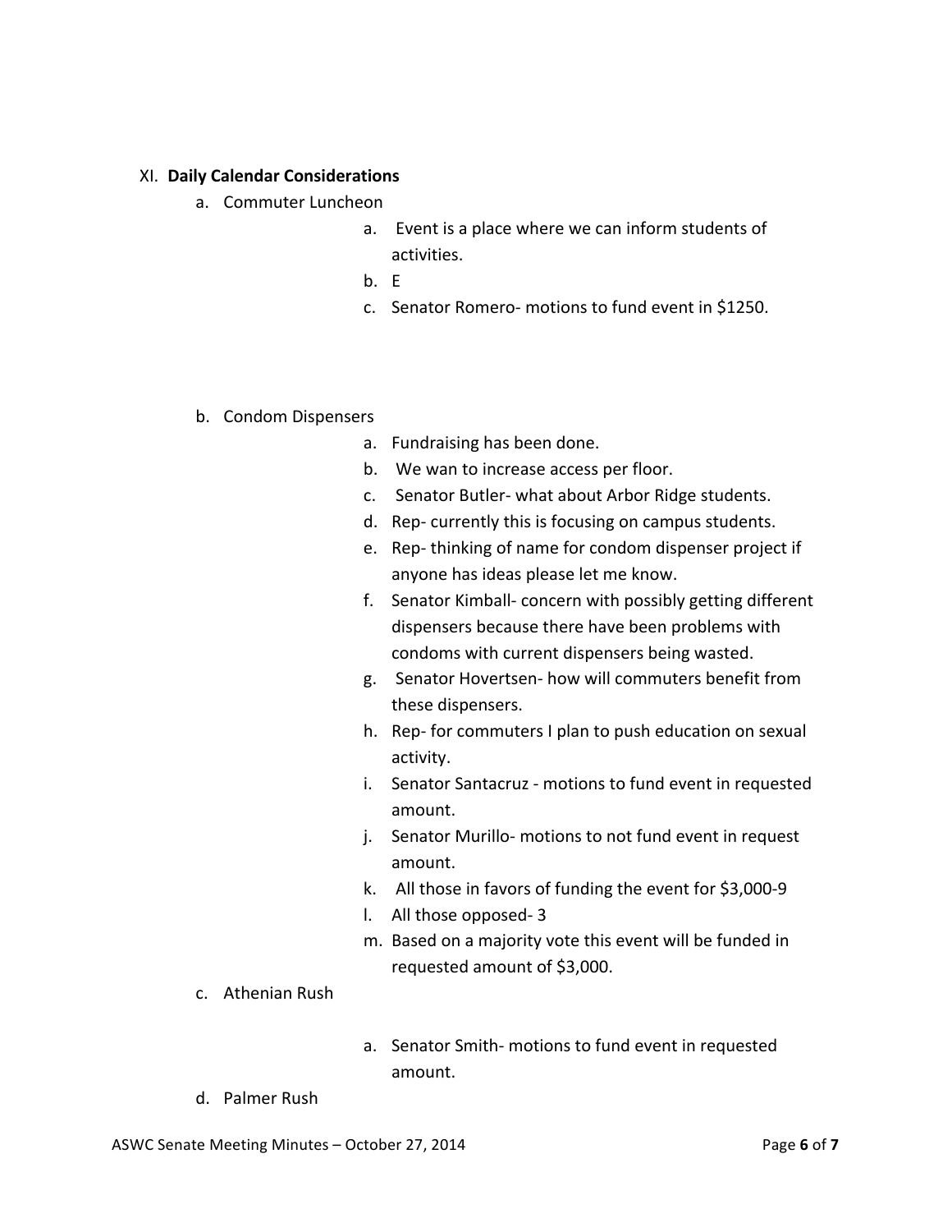XI. **Daily Calendar Considerations**

a. Commuter Luncheon

   a. Event is a place where we can inform students of activities.
   b. E
   c. Senator Romero- motions to fund event in $1250.

b. Condom Dispensers

   a. Fundraising has been done.
   b. We wan to increase access per floor.
   c. Senator Butler- what about Arbor Ridge students.
   d. Rep- currently this is focusing on campus students.
   e. Rep- thinking of name for condom dispenser project if anyone has ideas please let me know.
   f. Senator Kimball- concern with possibly getting different dispensers because there have been problems with condoms with current dispensers being wasted.
   g. Senator Hovertsen- how will commuters benefit from these dispensers.
   h. Rep- for commuters I plan to push education on sexual activity.
   i. Senator Santacruz - motions to fund event in requested amount.
   j. Senator Murillo- motions to not fund event in request amount.
   k. All those in favors of funding the event for $3,000-9
   l. All those opposed- 3
   m. Based on a majority vote this event will be funded in requested amount of $3,000.

c. Athenian Rush

   a. Senator Smith- motions to fund event in requested amount.

d. Palmer Rush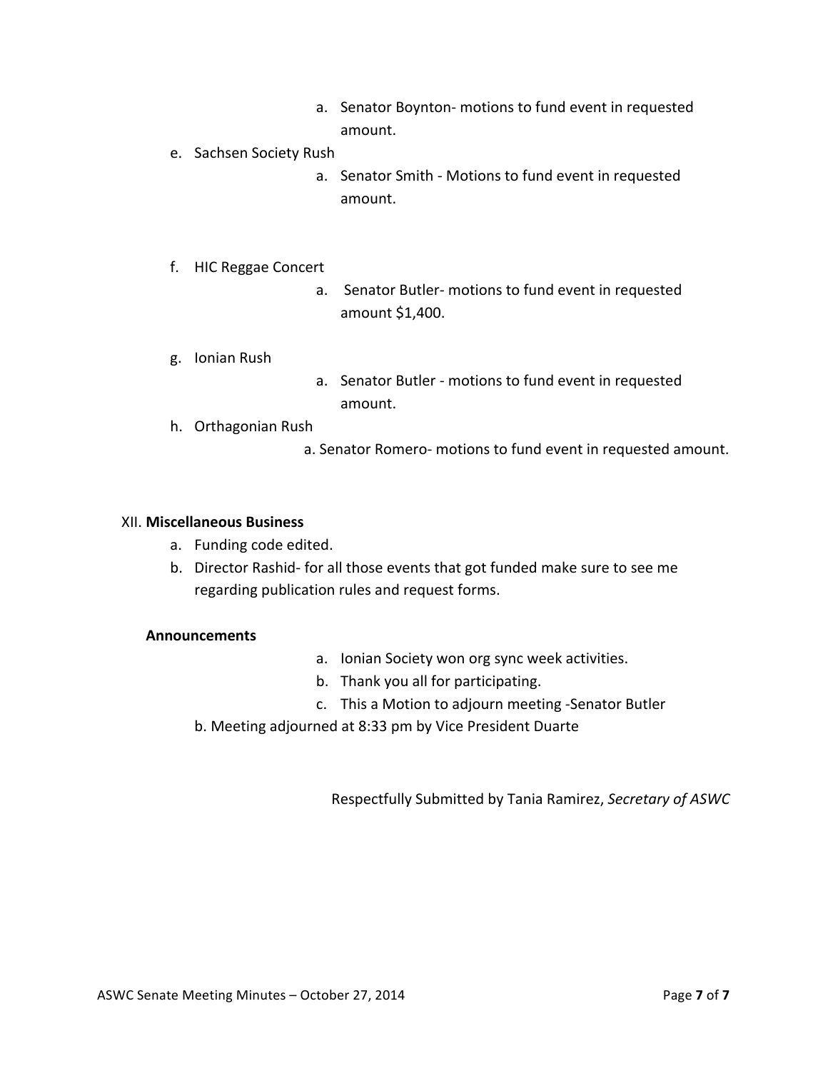a. Senator Boynton- motions to fund event in requested amount.

e. Sachsen Society Rush

  a. Senator Smith - Motions to fund event in requested amount.

f. HIC Reggae Concert

  a. Senator Butler- motions to fund event in requested amount $1,400.

g. Ionian Rush

  a. Senator Butler - motions to fund event in requested amount.

h. Orthagonian Rush

  a. Senator Romero- motions to fund event in requested amount.

XII. **Miscellaneous Business**

a. Funding code edited.
b. Director Rashid- for all those events that got funded make sure to see me regarding publication rules and request forms.

**Announcements**

a. Ionian Society won org sync week activities.
b. Thank you all for participating.
c. This a Motion to adjourn meeting -Senator Butler

b. Meeting adjourned at 8:33 pm by Vice President Duarte

Respectfully Submitted by Tania Ramirez, *Secretary of ASWC*